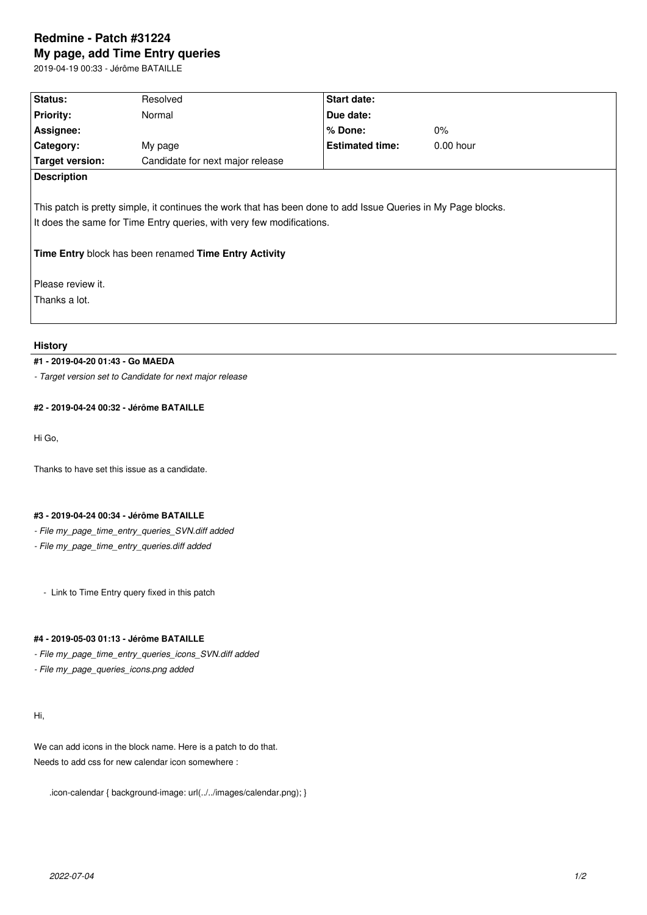# Redmine - Patch #31224

## My page, add Time Entry queries

2019-04-19 00:33 - Jérôme BATAILLE

| Status: | Resolved | Start date: | |
|---|---|---|---|
| Priority: | Normal | Due date: | |
| Assignee: | | % Done: | 0% |
| Category: | My page | Estimated time: | 0.00 hour |
| Target version: | Candidate for next major release | | |

**Description**

This patch is pretty simple, it continues the work that has been done to add Issue Queries in My Page blocks.
It does the same for Time Entry queries, with very few modifications.

**Time Entry** block has been renamed **Time Entry Activity**

Please review it.
Thanks a lot.

### History

#### #1 - 2019-04-20 01:43 - Go MAEDA

*- Target version set to Candidate for next major release*

#### #2 - 2019-04-24 00:32 - Jérôme BATAILLE

Hi Go,

Thanks to have set this issue as a candidate.

#### #3 - 2019-04-24 00:34 - Jérôme BATAILLE

*- File my_page_time_entry_queries_SVN.diff added*
*- File my_page_time_entry_queries.diff added*

- Link to Time Entry query fixed in this patch

#### #4 - 2019-05-03 01:13 - Jérôme BATAILLE

*- File my_page_time_entry_queries_icons_SVN.diff added*
*- File my_page_queries_icons.png added*

Hi,

We can add icons in the block name. Here is a patch to do that.
Needs to add css for new calendar icon somewhere :

```
.icon-calendar { background-image: url(../../images/calendar.png); }
```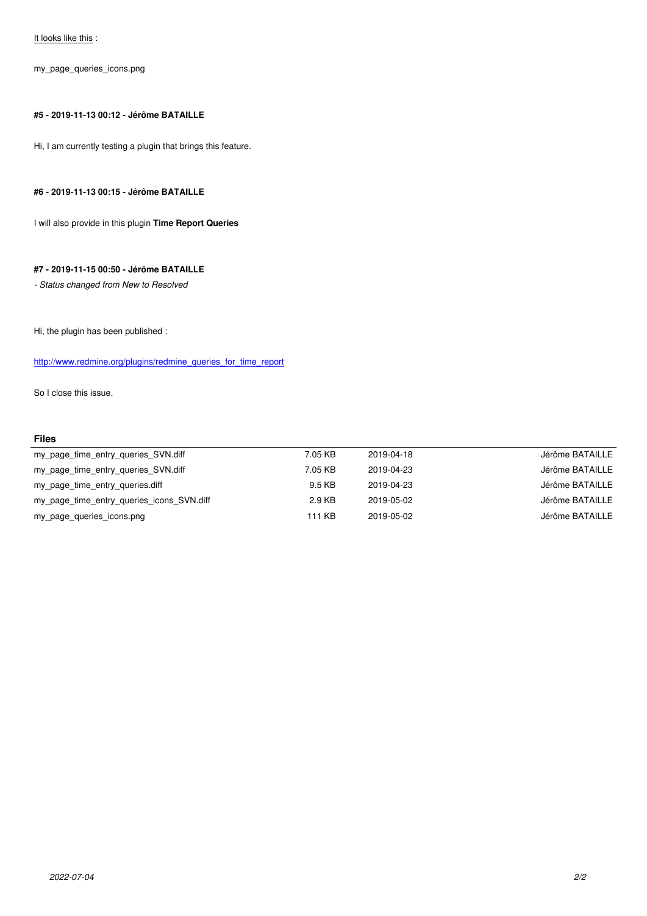It looks like this :

my_page_queries_icons.png

#### #5 - 2019-11-13 00:12 - Jérôme BATAILLE

Hi, I am currently testing a plugin that brings this feature.

#### #6 - 2019-11-13 00:15 - Jérôme BATAILLE

I will also provide in this plugin **Time Report Queries**

#### #7 - 2019-11-15 00:50 - Jérôme BATAILLE

*- Status changed from New to Resolved*

Hi, the plugin has been published :

http://www.redmine.org/plugins/redmine_queries_for_time_report

So I close this issue.

### Files

| | | | |
|---|---|---|---|
| my_page_time_entry_queries_SVN.diff | 7.05 KB | 2019-04-18 | Jérôme BATAILLE |
| my_page_time_entry_queries_SVN.diff | 7.05 KB | 2019-04-23 | Jérôme BATAILLE |
| my_page_time_entry_queries.diff | 9.5 KB | 2019-04-23 | Jérôme BATAILLE |
| my_page_time_entry_queries_icons_SVN.diff | 2.9 KB | 2019-05-02 | Jérôme BATAILLE |
| my_page_queries_icons.png | 111 KB | 2019-05-02 | Jérôme BATAILLE |